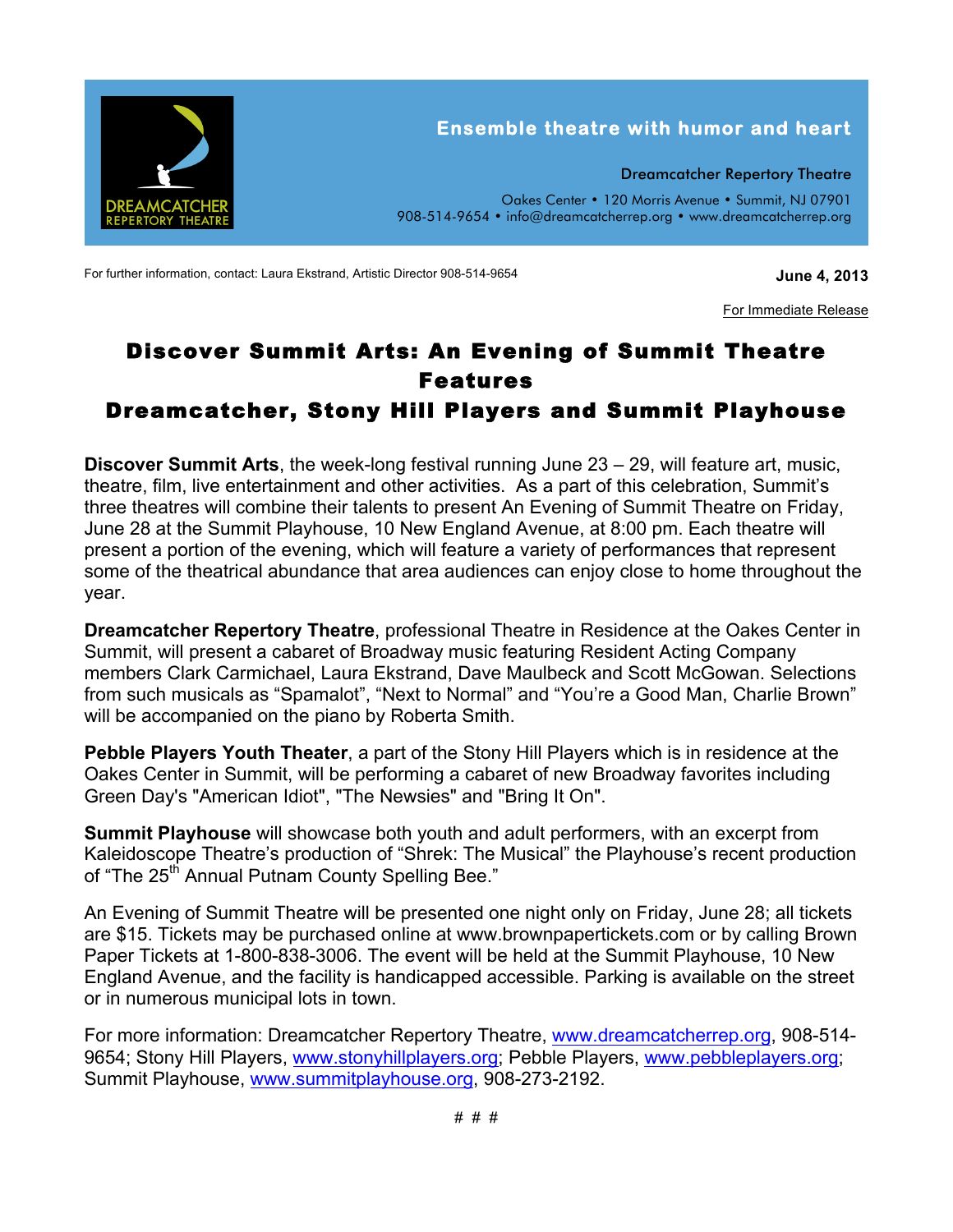DREAMCATCHER REPERTORY THEATRE

**Ensemble theatre with humor and heart**

Dreamcatcher Repertory Theatre

Oakes Center • 120 Morris Avenue • Summit, NJ 07901
908-514-9654 • info@dreamcatcherrep.org • www.dreamcatcherrep.org

For further information, contact: Laura Ekstrand, Artistic Director 908-514-9654

**June 4, 2013**

For Immediate Release

# Discover Summit Arts: An Evening of Summit Theatre Features Dreamcatcher, Stony Hill Players and Summit Playhouse

**Discover Summit Arts**, the week-long festival running June 23 – 29, will feature art, music, theatre, film, live entertainment and other activities. As a part of this celebration, Summit's three theatres will combine their talents to present An Evening of Summit Theatre on Friday, June 28 at the Summit Playhouse, 10 New England Avenue, at 8:00 pm. Each theatre will present a portion of the evening, which will feature a variety of performances that represent some of the theatrical abundance that area audiences can enjoy close to home throughout the year.

**Dreamcatcher Repertory Theatre**, professional Theatre in Residence at the Oakes Center in Summit, will present a cabaret of Broadway music featuring Resident Acting Company members Clark Carmichael, Laura Ekstrand, Dave Maulbeck and Scott McGowan. Selections from such musicals as "Spamalot", "Next to Normal" and "You're a Good Man, Charlie Brown" will be accompanied on the piano by Roberta Smith.

**Pebble Players Youth Theater**, a part of the Stony Hill Players which is in residence at the Oakes Center in Summit, will be performing a cabaret of new Broadway favorites including Green Day's "American Idiot", "The Newsies" and "Bring It On".

**Summit Playhouse** will showcase both youth and adult performers, with an excerpt from Kaleidoscope Theatre's production of "Shrek: The Musical" the Playhouse's recent production of "The 25th Annual Putnam County Spelling Bee."

An Evening of Summit Theatre will be presented one night only on Friday, June 28; all tickets are $15. Tickets may be purchased online at www.brownpapertickets.com or by calling Brown Paper Tickets at 1-800-838-3006. The event will be held at the Summit Playhouse, 10 New England Avenue, and the facility is handicapped accessible. Parking is available on the street or in numerous municipal lots in town.

For more information: Dreamcatcher Repertory Theatre, www.dreamcatcherrep.org, 908-514-9654; Stony Hill Players, www.stonyhillplayers.org; Pebble Players, www.pebbleplayers.org; Summit Playhouse, www.summitplayhouse.org, 908-273-2192.

# # #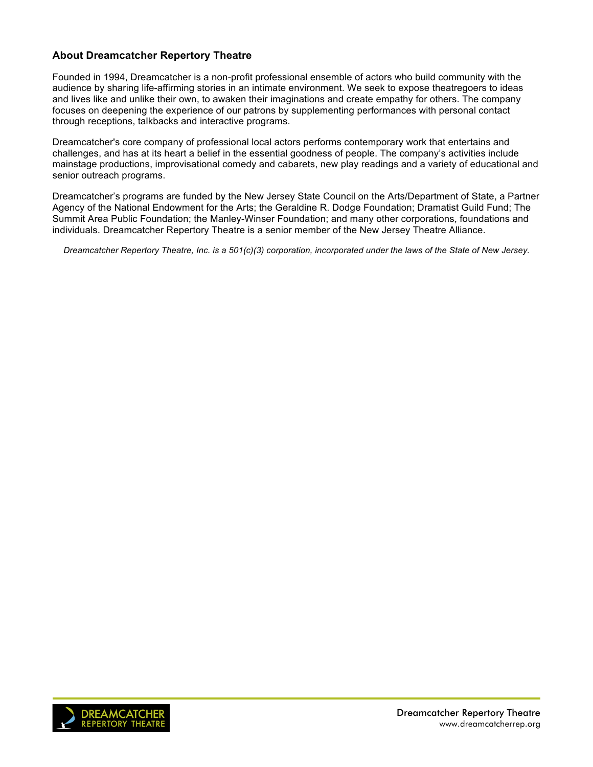### About Dreamcatcher Repertory Theatre

Founded in 1994, Dreamcatcher is a non-profit professional ensemble of actors who build community with the audience by sharing life-affirming stories in an intimate environment. We seek to expose theatregoers to ideas and lives like and unlike their own, to awaken their imaginations and create empathy for others. The company focuses on deepening the experience of our patrons by supplementing performances with personal contact through receptions, talkbacks and interactive programs.

Dreamcatcher's core company of professional local actors performs contemporary work that entertains and challenges, and has at its heart a belief in the essential goodness of people. The company's activities include mainstage productions, improvisational comedy and cabarets, new play readings and a variety of educational and senior outreach programs.

Dreamcatcher's programs are funded by the New Jersey State Council on the Arts/Department of State, a Partner Agency of the National Endowment for the Arts; the Geraldine R. Dodge Foundation; Dramatist Guild Fund; The Summit Area Public Foundation; the Manley-Winser Foundation; and many other corporations, foundations and individuals. Dreamcatcher Repertory Theatre is a senior member of the New Jersey Theatre Alliance.

*Dreamcatcher Repertory Theatre, Inc. is a 501(c)(3) corporation, incorporated under the laws of the State of New Jersey.*